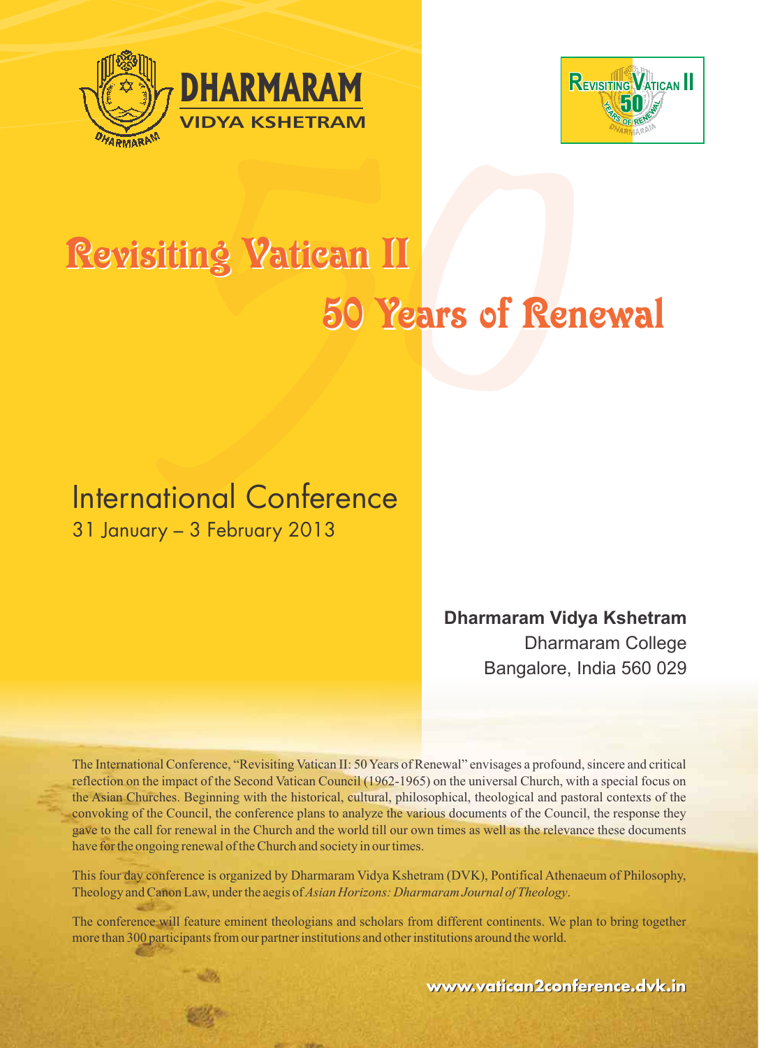**DHARMARAM**
**VIDYA KSHETRAM**

REVISITING VATICAN II
50
YEARS OF RENEWAL
DHARMARAM

# Revisiting Vatican II

# 50 Years of Renewal

## International Conference

31 January – 3 February 2013

**Dharmaram Vidya Kshetram**
Dharmaram College
Bangalore, India 560 029

The International Conference, "Revisiting Vatican II: 50 Years of Renewal" envisages a profound, sincere and critical reflection on the impact of the Second Vatican Council (1962-1965) on the universal Church, with a special focus on the Asian Churches. Beginning with the historical, cultural, philosophical, theological and pastoral contexts of the convoking of the Council, the conference plans to analyze the various documents of the Council, the response they gave to the call for renewal in the Church and the world till our own times as well as the relevance these documents have for the ongoing renewal of the Church and society in our times.

This four day conference is organized by Dharmaram Vidya Kshetram (DVK), Pontifical Athenaeum of Philosophy, Theology and Canon Law, under the aegis of *Asian Horizons: Dharmaram Journal of Theology*.

The conference will feature eminent theologians and scholars from different continents. We plan to bring together more than 300 participants from our partner institutions and other institutions around the world.

**www.vatican2conference.dvk.in**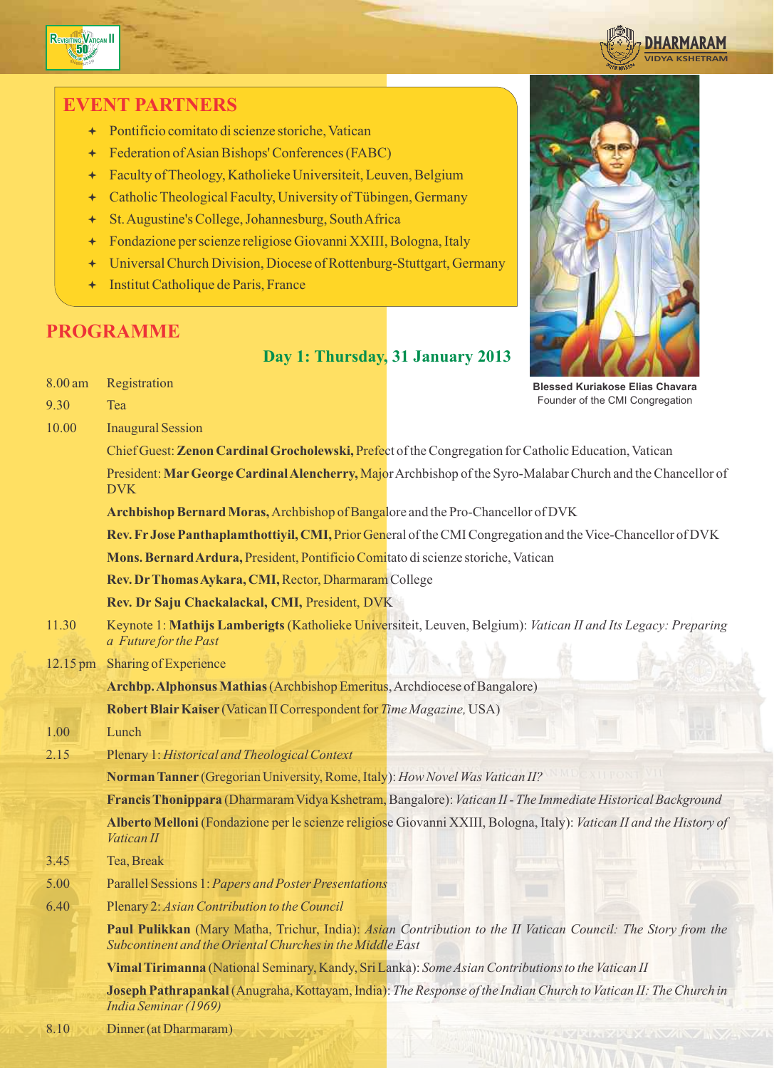## EVENT PARTNERS

- Pontificio comitato di scienze storiche, Vatican
- Federation of Asian Bishops' Conferences (FABC)
- Faculty of Theology, Katholieke Universiteit, Leuven, Belgium
- Catholic Theological Faculty, University of Tübingen, Germany
- St. Augustine's College, Johannesburg, South Africa
- Fondazione per scienze religiose Giovanni XXIII, Bologna, Italy
- Universal Church Division, Diocese of Rottenburg-Stuttgart, Germany
- Institut Catholique de Paris, France

**Blessed Kuriakose Elias Chavara**
Founder of the CMI Congregation

## PROGRAMME

### Day 1: Thursday, 31 January 2013

8.00 am Registration

9.30 Tea

10.00 Inaugural Session

Chief Guest: **Zenon Cardinal Grocholewski,** Prefect of the Congregation for Catholic Education, Vatican

President: **Mar George Cardinal Alencherry,** Major Archbishop of the Syro-Malabar Church and the Chancellor of DVK

**Archbishop Bernard Moras,** Archbishop of Bangalore and the Pro-Chancellor of DVK

**Rev. Fr Jose Panthaplamthottiyil, CMI,** Prior General of the CMI Congregation and the Vice-Chancellor of DVK

**Mons. Bernard Ardura,** President, Pontificio Comitato di scienze storiche, Vatican

**Rev. Dr Thomas Aykara, CMI,** Rector, Dharmaram College

**Rev. Dr Saju Chackalackal, CMI,** President, DVK

11.30 Keynote 1: **Mathijs Lamberigts** (Katholieke Universiteit, Leuven, Belgium): *Vatican II and Its Legacy: Preparing a Future for the Past*

12.15 pm Sharing of Experience

**Archbp. Alphonsus Mathias** (Archbishop Emeritus, Archdiocese of Bangalore)

**Robert Blair Kaiser** (Vatican II Correspondent for *Time Magazine,* USA)

1.00 Lunch

2.15 Plenary 1: *Historical and Theological Context*

**Norman Tanner** (Gregorian University, Rome, Italy): *How Novel Was Vatican II?*

**Francis Thonippara** (Dharmaram Vidya Kshetram, Bangalore): *Vatican II - The Immediate Historical Background*

**Alberto Melloni** (Fondazione per le scienze religiose Giovanni XXIII, Bologna, Italy): *Vatican II and the History of Vatican II*

3.45 Tea, Break

5.00 Parallel Sessions 1: *Papers and Poster Presentations*

6.40 Plenary 2: *Asian Contribution to the Council*

**Paul Pulikkan** (Mary Matha, Trichur, India): *Asian Contribution to the II Vatican Council: The Story from the Subcontinent and the Oriental Churches in the Middle East*

**Vimal Tirimanna** (National Seminary, Kandy, Sri Lanka): *Some Asian Contributions to the Vatican II*

**Joseph Pathrapankal** (Anugraha, Kottayam, India): *The Response of the Indian Church to Vatican II: The Church in India Seminar (1969)*

8.10 Dinner (at Dharmaram)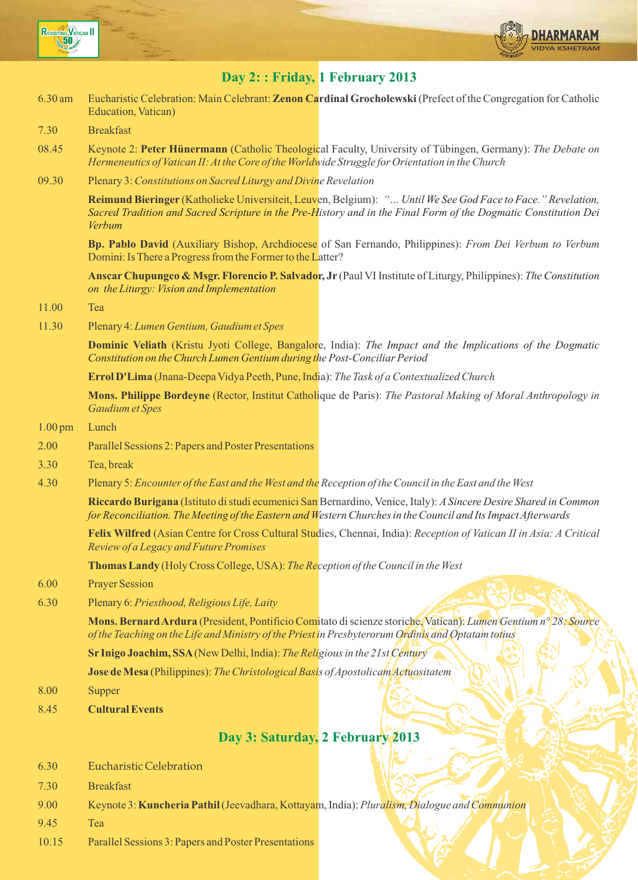## Day 2: : Friday, 1 February 2013

| | |
|---|---|
| 6.30 am | Eucharistic Celebration: Main Celebrant: **Zenon Cardinal Grocholewski** (Prefect of the Congregation for Catholic Education, Vatican) |
| 7.30 | Breakfast |
| 08.45 | Keynote 2: **Peter Hünermann** (Catholic Theological Faculty, University of Tübingen, Germany): *The Debate on Hermeneutics of Vatican II: At the Core of the Worldwide Struggle for Orientation in the Church* |
| 09.30 | Plenary 3: *Constitutions on Sacred Liturgy and Divine Revelation* |
| | **Reimund Bieringer** (Katholieke Universiteit, Leuven, Belgium): *"... Until We See God Face to Face." Revelation, Sacred Tradition and Sacred Scripture in the Pre-History and in the Final Form of the Dogmatic Constitution Dei Verbum* |
| | **Bp. Pablo David** (Auxiliary Bishop, Archdiocese of San Fernando, Philippines): *From Dei Verbum to Verbum* Domini: Is There a Progress from the Former to the Latter? |
| | **Anscar Chupungco & Msgr. Florencio P. Salvador, Jr** (Paul VI Institute of Liturgy, Philippines): *The Constitution on the Liturgy: Vision and Implementation* |
| 11.00 | Tea |
| 11.30 | Plenary 4: *Lumen Gentium, Gaudium et Spes* |
| | **Dominic Veliath** (Kristu Jyoti College, Bangalore, India): *The Impact and the Implications of the Dogmatic Constitution on the Church Lumen Gentium during the Post-Conciliar Period* |
| | **Errol D'Lima** (Jnana-Deepa Vidya Peeth, Pune, India): *The Task of a Contextualized Church* |
| | **Mons. Philippe Bordeyne** (Rector, Institut Catholique de Paris): *The Pastoral Making of Moral Anthropology in Gaudium et Spes* |
| 1.00 pm | Lunch |
| 2.00 | Parallel Sessions 2: Papers and Poster Presentations |
| 3.30 | Tea, break |
| 4.30 | Plenary 5: *Encounter of the East and the West and the Reception of the Council in the East and the West* |
| | **Riccardo Burigana** (Istituto di studi ecumenici San Bernardino, Venice, Italy): *A Sincere Desire Shared in Common for Reconciliation. The Meeting of the Eastern and Western Churches in the Council and Its Impact Afterwards* |
| | **Felix Wilfred** (Asian Centre for Cross Cultural Studies, Chennai, India): *Reception of Vatican II in Asia: A Critical Review of a Legacy and Future Promises* |
| | **Thomas Landy** (Holy Cross College, USA): *The Reception of the Council in the West* |
| 6.00 | Prayer Session |
| 6.30 | Plenary 6: *Priesthood, Religious Life, Laity* |
| | **Mons. Bernard Ardura** (President, Pontificio Comitato di scienze storiche, Vatican): *Lumen Gentium n° 28: Source of the Teaching on the Life and Ministry of the Priest in Presbyterorum Ordinis and Optatam totius* |
| | **Sr Inigo Joachim, SSA** (New Delhi, India): *The Religious in the 21st Century* |
| | **Jose de Mesa** (Philippines): *The Christological Basis of Apostolicam Actuositatem* |
| 8.00 | Supper |
| 8.45 | **Cultural Events** |

## Day 3: Saturday, 2 February 2013

| | |
|---|---|
| 6.30 | Eucharistic Celebration |
| 7.30 | Breakfast |
| 9.00 | Keynote 3: **Kuncheria Pathil** (Jeevadhara, Kottayam, India): *Pluralism, Dialogue and Communion* |
| 9.45 | Tea |
| 10.15 | Parallel Sessions 3: Papers and Poster Presentations |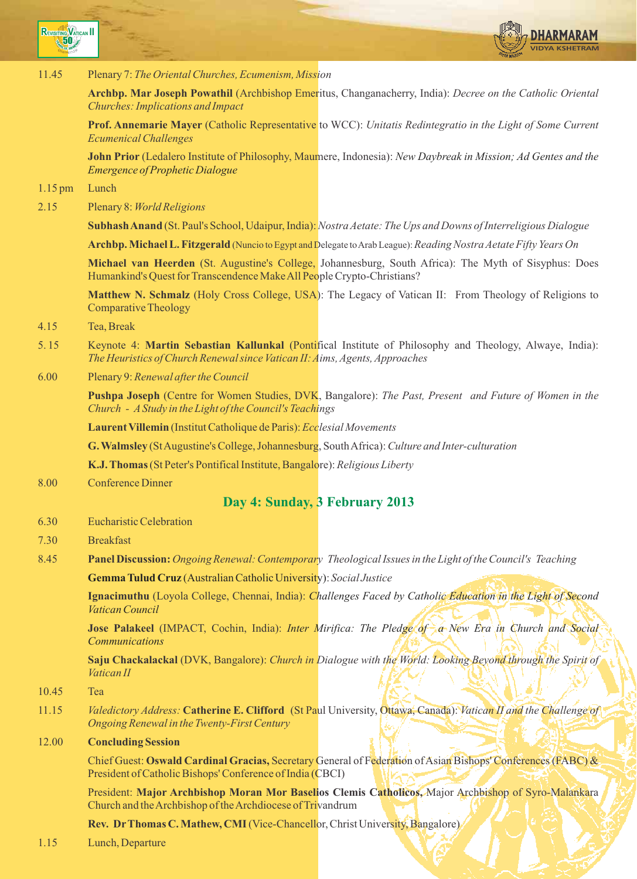11.45 Plenary 7: *The Oriental Churches, Ecumenism, Mission*

**Archbp. Mar Joseph Powathil** (Archbishop Emeritus, Changanacherry, India): *Decree on the Catholic Oriental Churches: Implications and Impact*

**Prof. Annemarie Mayer** (Catholic Representative to WCC): *Unitatis Redintegratio in the Light of Some Current Ecumenical Challenges*

**John Prior** (Ledalero Institute of Philosophy, Maumere, Indonesia): *New Daybreak in Mission; Ad Gentes and the Emergence of Prophetic Dialogue*

1.15 pm Lunch

2.15 Plenary 8: *World Religions*

**Subhash Anand** (St. Paul's School, Udaipur, India): *Nostra Aetate: The Ups and Downs of Interreligious Dialogue*

**Archbp. Michael L. Fitzgerald** (Nuncio to Egypt and Delegate to Arab League): *Reading Nostra Aetate Fifty Years On*

**Michael van Heerden** (St. Augustine's College, Johannesburg, South Africa): The Myth of Sisyphus: Does Humankind's Quest for Transcendence Make All People Crypto-Christians?

**Matthew N. Schmalz** (Holy Cross College, USA): The Legacy of Vatican II: From Theology of Religions to Comparative Theology

4.15 Tea, Break

5.15 Keynote 4: **Martin Sebastian Kallunkal** (Pontifical Institute of Philosophy and Theology, Alwaye, India): *The Heuristics of Church Renewal since Vatican II: Aims, Agents, Approaches*

6.00 Plenary 9: *Renewal after the Council*

**Pushpa Joseph** (Centre for Women Studies, DVK, Bangalore): *The Past, Present and Future of Women in the Church - A Study in the Light of the Council's Teachings*

**Laurent Villemin** (Institut Catholique de Paris): *Ecclesial Movements*

**G. Walmsley** (St Augustine's College, Johannesburg, South Africa): *Culture and Inter-culturation*

**K.J. Thomas** (St Peter's Pontifical Institute, Bangalore): *Religious Liberty*

8.00 Conference Dinner

## Day 4: Sunday, 3 February 2013

6.30 Eucharistic Celebration

7.30 Breakfast

8.45 **Panel Discussion:** *Ongoing Renewal: Contemporary Theological Issues in the Light of the Council's Teaching*

**Gemma Tulud Cruz** (Australian Catholic University): *Social Justice*

**Ignacimuthu** (Loyola College, Chennai, India): *Challenges Faced by Catholic Education in the Light of Second Vatican Council*

**Jose Palakeel** (IMPACT, Cochin, India): *Inter Mirifica: The Pledge of a New Era in Church and Social Communications*

**Saju Chackalackal** (DVK, Bangalore): *Church in Dialogue with the World: Looking Beyond through the Spirit of Vatican II*

10.45 Tea

11.15 *Valedictory Address:* **Catherine E. Clifford** (St Paul University, Ottawa, Canada): *Vatican II and the Challenge of Ongoing Renewal in the Twenty-First Century*

12.00 **Concluding Session**

Chief Guest: **Oswald Cardinal Gracias,** Secretary General of Federation of Asian Bishops' Conferences (FABC) & President of Catholic Bishops' Conference of India (CBCI)

President: **Major Archbishop Moran Mor Baselios Clemis Catholicos,** Major Archbishop of Syro-Malankara Church and the Archbishop of the Archdiocese of Trivandrum

**Rev. Dr Thomas C. Mathew, CMI** (Vice-Chancellor, Christ University, Bangalore)

1.15 Lunch, Departure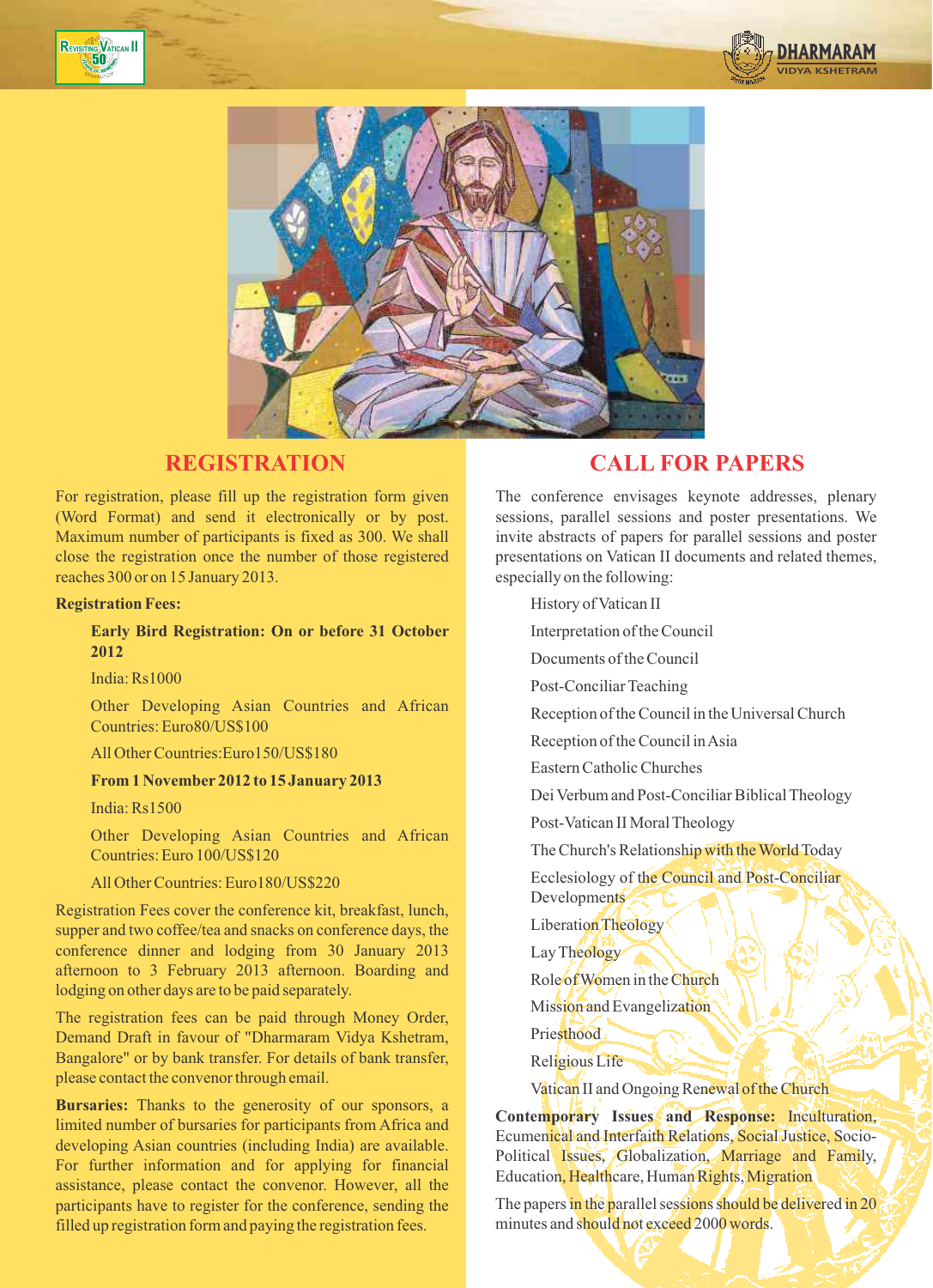## REGISTRATION

For registration, please fill up the registration form given (Word Format) and send it electronically or by post. Maximum number of participants is fixed as 300. We shall close the registration once the number of those registered reaches 300 or on 15 January 2013.

**Registration Fees:**

**Early Bird Registration: On or before 31 October 2012**

India: Rs1000

Other Developing Asian Countries and African Countries: Euro80/US$100

All Other Countries:Euro150/US$180

**From 1 November 2012 to 15 January 2013**

India: Rs1500

Other Developing Asian Countries and African Countries: Euro 100/US$120

All Other Countries: Euro180/US$220

Registration Fees cover the conference kit, breakfast, lunch, supper and two coffee/tea and snacks on conference days, the conference dinner and lodging from 30 January 2013 afternoon to 3 February 2013 afternoon. Boarding and lodging on other days are to be paid separately.

The registration fees can be paid through Money Order, Demand Draft in favour of "Dharmaram Vidya Kshetram, Bangalore" or by bank transfer. For details of bank transfer, please contact the convenor through email.

**Bursaries:** Thanks to the generosity of our sponsors, a limited number of bursaries for participants from Africa and developing Asian countries (including India) are available. For further information and for applying for financial assistance, please contact the convenor. However, all the participants have to register for the conference, sending the filled up registration form and paying the registration fees.

## CALL FOR PAPERS

The conference envisages keynote addresses, plenary sessions, parallel sessions and poster presentations. We invite abstracts of papers for parallel sessions and poster presentations on Vatican II documents and related themes, especially on the following:

- History of Vatican II
- Interpretation of the Council
- Documents of the Council
- Post-Conciliar Teaching
- Reception of the Council in the Universal Church
- Reception of the Council in Asia
- Eastern Catholic Churches
- Dei Verbum and Post-Conciliar Biblical Theology
- Post-Vatican II Moral Theology
- The Church's Relationship with the World Today
- Ecclesiology of the Council and Post-Conciliar Developments
- Liberation Theology
- Lay Theology
- Role of Women in the Church
- Mission and Evangelization
- Priesthood
- Religious Life
- Vatican II and Ongoing Renewal of the Church

**Contemporary Issues and Response:** Inculturation, Ecumenical and Interfaith Relations, Social Justice, Socio-Political Issues, Globalization, Marriage and Family, Education, Healthcare, Human Rights, Migration

The papers in the parallel sessions should be delivered in 20 minutes and should not exceed 2000 words.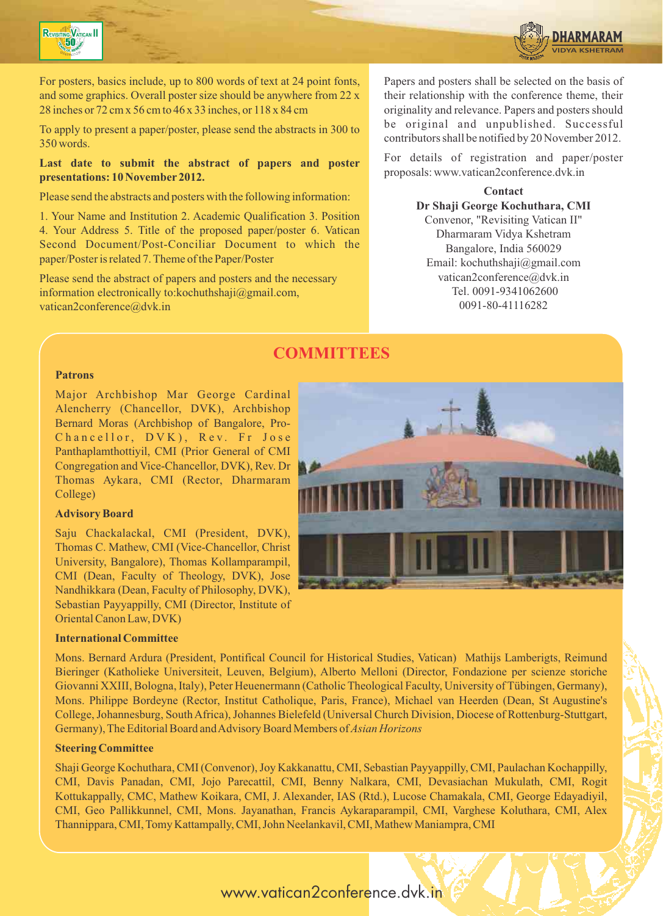For posters, basics include, up to 800 words of text at 24 point fonts, and some graphics. Overall poster size should be anywhere from 22 x 28 inches or 72 cm x 56 cm to 46 x 33 inches, or 118 x 84 cm

To apply to present a paper/poster, please send the abstracts in 300 to 350 words.

**Last date to submit the abstract of papers and poster presentations: 10 November 2012.**

Please send the abstracts and posters with the following information:

1. Your Name and Institution 2. Academic Qualification 3. Position 4. Your Address 5. Title of the proposed paper/poster 6. Vatican Second Document/Post-Conciliar Document to which the paper/Poster is related 7. Theme of the Paper/Poster

Please send the abstract of papers and posters and the necessary information electronically to:kochuthshaji@gmail.com, vatican2conference@dvk.in

Papers and posters shall be selected on the basis of their relationship with the conference theme, their originality and relevance. Papers and posters should be original and unpublished. Successful contributors shall be notified by 20 November 2012.

For details of registration and paper/poster proposals: www.vatican2conference.dvk.in

**Contact**
**Dr Shaji George Kochuthara, CMI**
Convenor, "Revisiting Vatican II"
Dharmaram Vidya Kshetram
Bangalore, India 560029
Email: kochuthshaji@gmail.com
vatican2conference@dvk.in
Tel. 0091-9341062600
0091-80-41116282

## COMMITTEES

### Patrons

Major Archbishop Mar George Cardinal Alencherry (Chancellor, DVK), Archbishop Bernard Moras (Archbishop of Bangalore, Pro-Chancellor, DVK), Rev. Fr Jose Panthaplamthottiyil, CMI (Prior General of CMI Congregation and Vice-Chancellor, DVK), Rev. Dr Thomas Aykara, CMI (Rector, Dharmaram College)

### Advisory Board

Saju Chackalackal, CMI (President, DVK), Thomas C. Mathew, CMI (Vice-Chancellor, Christ University, Bangalore), Thomas Kollamparampil, CMI (Dean, Faculty of Theology, DVK), Jose Nandhikkara (Dean, Faculty of Philosophy, DVK), Sebastian Payyappilly, CMI (Director, Institute of Oriental Canon Law, DVK)

### International Committee

Mons. Bernard Ardura (President, Pontifical Council for Historical Studies, Vatican) Mathijs Lamberigts, Reimund Bieringer (Katholieke Universiteit, Leuven, Belgium), Alberto Melloni (Director, Fondazione per scienze storiche Giovanni XXIII, Bologna, Italy), Peter Heuenermann (Catholic Theological Faculty, University of Tübingen, Germany), Mons. Philippe Bordeyne (Rector, Institut Catholique, Paris, France), Michael van Heerden (Dean, St Augustine's College, Johannesburg, South Africa), Johannes Bielefeld (Universal Church Division, Diocese of Rottenburg-Stuttgart, Germany), The Editorial Board and Advisory Board Members of *Asian Horizons*

### Steering Committee

Shaji George Kochuthara, CMI (Convenor), Joy Kakkanattu, CMI, Sebastian Payyappilly, CMI, Paulachan Kochappilly, CMI, Davis Panadan, CMI, Jojo Parecattil, CMI, Benny Nalkara, CMI, Devasiachan Mukulath, CMI, Rogit Kottukappally, CMC, Mathew Koikara, CMI, J. Alexander, IAS (Rtd.), Lucose Chamakala, CMI, George Edayadiyil, CMI, Geo Pallikkunnel, CMI, Mons. Jayanathan, Francis Aykaraparampil, CMI, Varghese Koluthara, CMI, Alex Thannippara, CMI, Tomy Kattampally, CMI, John Neelankavil, CMI, Mathew Maniampra, CMI

www.vatican2conference.dvk.in